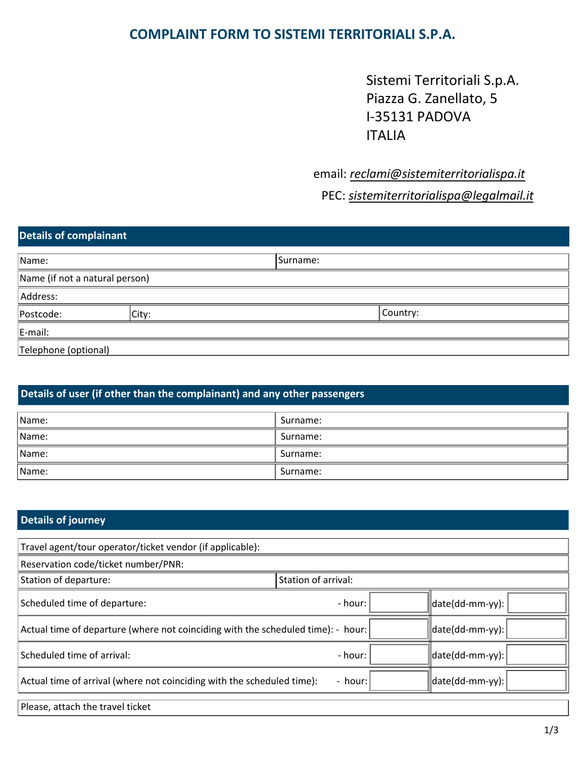# COMPLAINT FORM TO SISTEMI TERRITORIALI S.P.A.

Sistemi Territoriali S.p.A.
Piazza G. Zanellato, 5
I-35131 PADOVA
ITALIA

email: *reclami@sistemiterritorialispa.it*

PEC: *sistemiterritorialispa@legalmail.it*

## Details of complainant

| Name: | | Surname: |
|---|---|---|
| Name (if not a natural person) | | |
| Address: | | |
| Postcode: | City: | Country: |
| E-mail: | | |
| Telephone (optional) | | |

## Details of user (if other than the complainant) and any other passengers

| Name: | Surname: |
|---|---|
| Name: | Surname: |
| Name: | Surname: |
| Name: | Surname: |

## Details of journey

| Travel agent/tour operator/ticket vendor (if applicable): | | | | |
|---|---|---|---|---|
| Reservation code/ticket number/PNR: | | | | |
| Station of departure: | Station of arrival: | | | |
| Scheduled time of departure: | - hour: | | date(dd-mm-yy): | |
| Actual time of departure (where not coinciding with the scheduled time): | - hour: | | date(dd-mm-yy): | |
| Scheduled time of arrival: | - hour: | | date(dd-mm-yy): | |
| Actual time of arrival (where not coinciding with the scheduled time): | - hour: | | date(dd-mm-yy): | |

Please, attach the travel ticket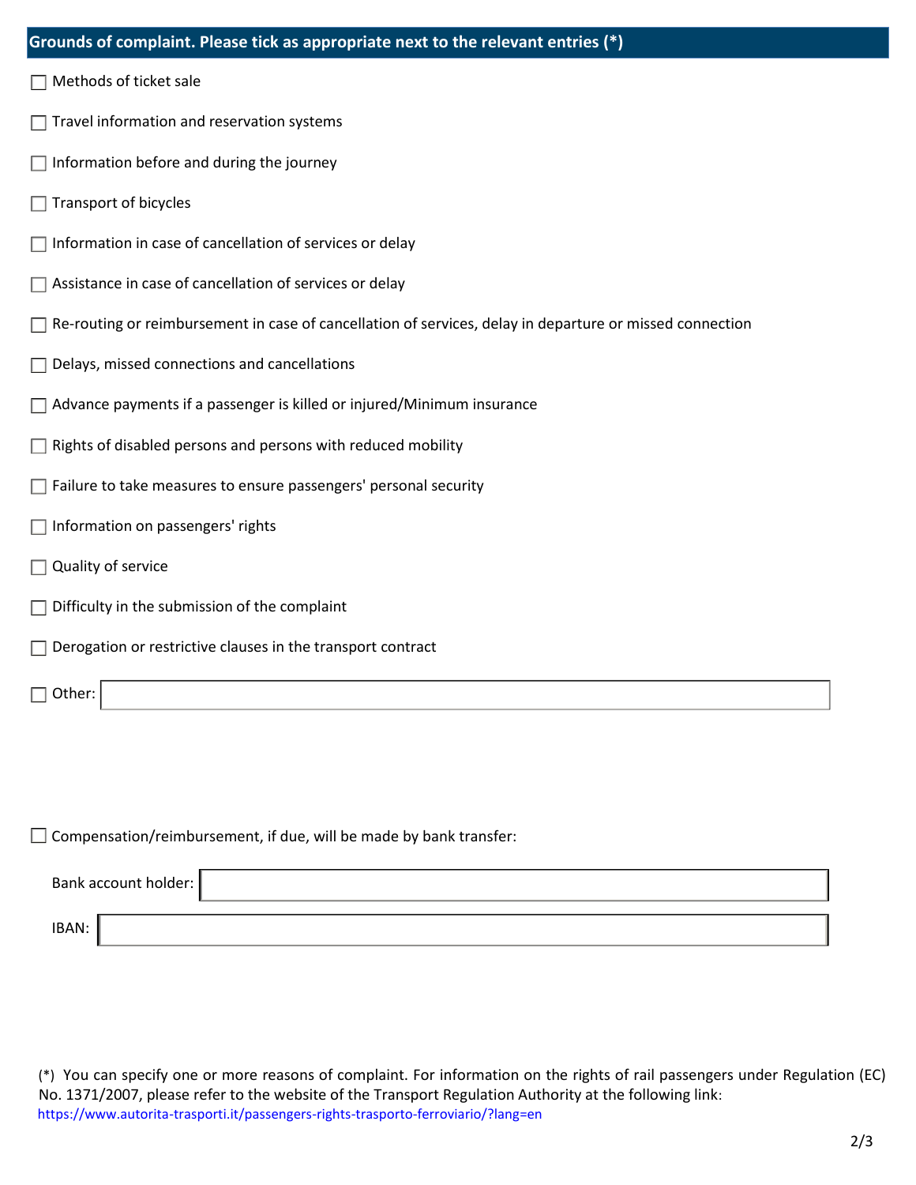## Grounds of complaint. Please tick as appropriate next to the relevant entries (*)

- [ ] Methods of ticket sale
- [ ] Travel information and reservation systems
- [ ] Information before and during the journey
- [ ] Transport of bicycles
- [ ] Information in case of cancellation of services or delay
- [ ] Assistance in case of cancellation of services or delay
- [ ] Re-routing or reimbursement in case of cancellation of services, delay in departure or missed connection
- [ ] Delays, missed connections and cancellations
- [ ] Advance payments if a passenger is killed or injured/Minimum insurance
- [ ] Rights of disabled persons and persons with reduced mobility
- [ ] Failure to take measures to ensure passengers' personal security
- [ ] Information on passengers' rights
- [ ] Quality of service
- [ ] Difficulty in the submission of the complaint
- [ ] Derogation or restrictive clauses in the transport contract
- [ ] Other: ____________________

- [ ] Compensation/reimbursement, if due, will be made by bank transfer:

Bank account holder: ____________________

IBAN: ____________________

(*) You can specify one or more reasons of complaint. For information on the rights of rail passengers under Regulation (EC) No. 1371/2007, please refer to the website of the Transport Regulation Authority at the following link: https://www.autorita-trasporti.it/passengers-rights-trasporto-ferroviario/?lang=en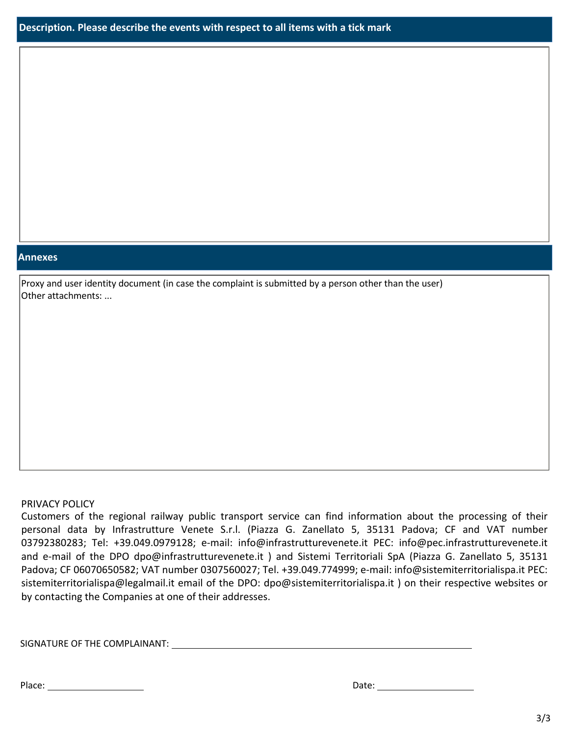## Description. Please describe the events with respect to all items with a tick mark

## Annexes

Proxy and user identity document (in case the complaint is submitted by a person other than the user)
Other attachments: ...

PRIVACY POLICY

Customers of the regional railway public transport service can find information about the processing of their personal data by Infrastrutture Venete S.r.l. (Piazza G. Zanellato 5, 35131 Padova; CF and VAT number 03792380283; Tel: +39.049.0979128; e-mail: info@infrastrutturevenete.it PEC: info@pec.infrastrutturevenete.it and e-mail of the DPO dpo@infrastrutturevenete.it ) and Sistemi Territoriali SpA (Piazza G. Zanellato 5, 35131 Padova; CF 06070650582; VAT number 0307560027; Tel. +39.049.774999; e-mail: info@sistemiterritorialispa.it PEC: sistemiterritorialispa@legalmail.it email of the DPO: dpo@sistemiterritorialispa.it ) on their respective websites or by contacting the Companies at one of their addresses.

SIGNATURE OF THE COMPLAINANT: ______________________________

Place: ____________________ Date: ____________________